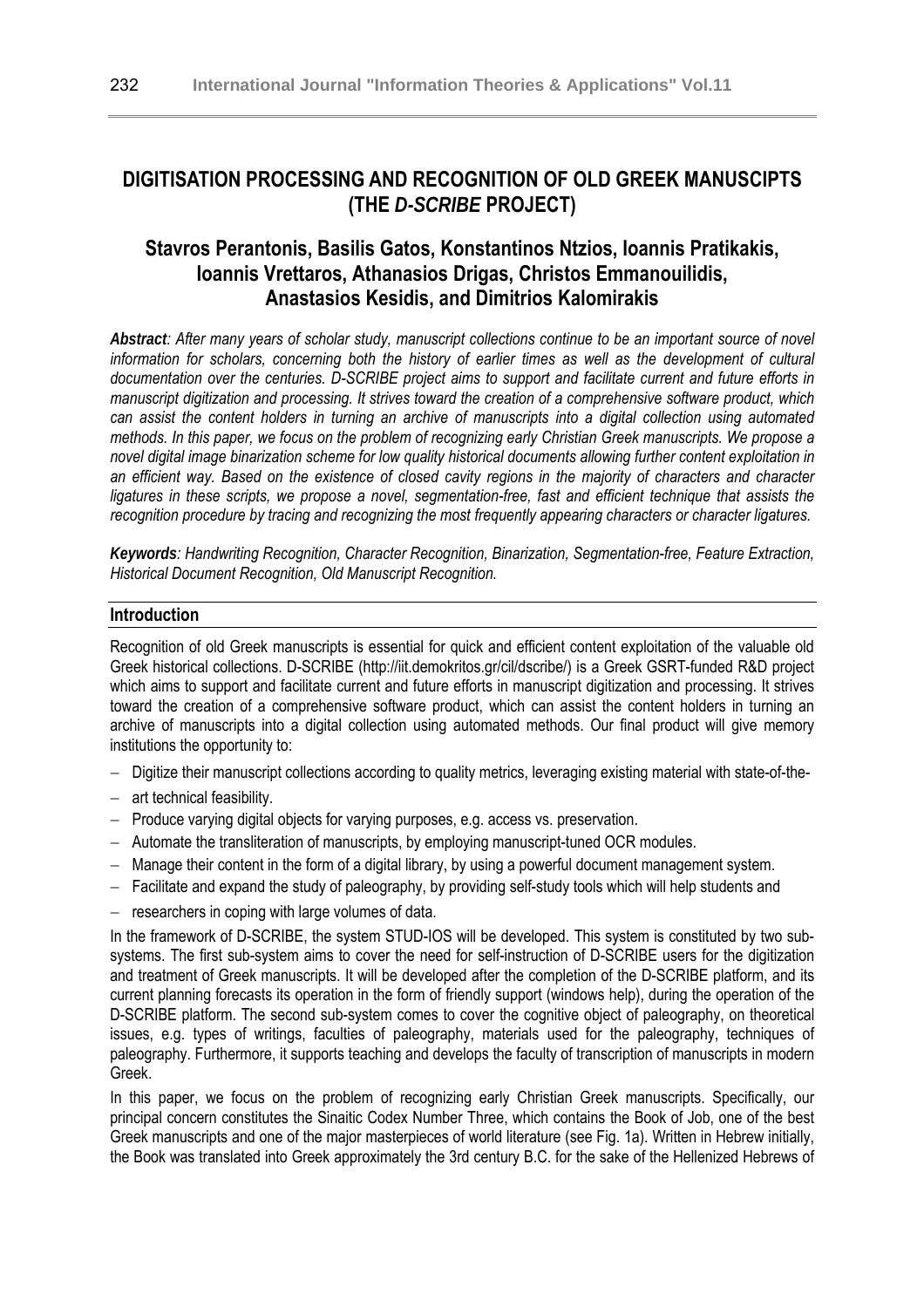# DIGITISATION PROCESSING AND RECOGNITION OF OLD GREEK MANUSCIPTS (THE *D-SCRIBE* PROJECT)

## Stavros Perantonis, Basilis Gatos, Konstantinos Ntzios, Ioannis Pratikakis, Ioannis Vrettaros, Athanasios Drigas, Christos Emmanouilidis, Anastasios Kesidis, and Dimitrios Kalomirakis

***Abstract**: After many years of scholar study, manuscript collections continue to be an important source of novel information for scholars, concerning both the history of earlier times as well as the development of cultural documentation over the centuries. D-SCRIBE project aims to support and facilitate current and future efforts in manuscript digitization and processing. It strives toward the creation of a comprehensive software product, which can assist the content holders in turning an archive of manuscripts into a digital collection using automated methods. In this paper, we focus on the problem of recognizing early Christian Greek manuscripts. We propose a novel digital image binarization scheme for low quality historical documents allowing further content exploitation in an efficient way. Based on the existence of closed cavity regions in the majority of characters and character ligatures in these scripts, we propose a novel, segmentation-free, fast and efficient technique that assists the recognition procedure by tracing and recognizing the most frequently appearing characters or character ligatures.*

***Keywords**: Handwriting Recognition, Character Recognition, Binarization, Segmentation-free, Feature Extraction, Historical Document Recognition, Old Manuscript Recognition.*

### Introduction

Recognition of old Greek manuscripts is essential for quick and efficient content exploitation of the valuable old Greek historical collections. D-SCRIBE (http://iit.demokritos.gr/cil/dscribe/) is a Greek GSRT-funded R&D project which aims to support and facilitate current and future efforts in manuscript digitization and processing. It strives toward the creation of a comprehensive software product, which can assist the content holders in turning an archive of manuscripts into a digital collection using automated methods. Our final product will give memory institutions the opportunity to:

- Digitize their manuscript collections according to quality metrics, leveraging existing material with state-of-the-
- art technical feasibility.
- Produce varying digital objects for varying purposes, e.g. access vs. preservation.
- Automate the transliteration of manuscripts, by employing manuscript-tuned OCR modules.
- Manage their content in the form of a digital library, by using a powerful document management system.
- Facilitate and expand the study of paleography, by providing self-study tools which will help students and
- researchers in coping with large volumes of data.

In the framework of D-SCRIBE, the system STUD-IOS will be developed. This system is constituted by two sub-systems. The first sub-system aims to cover the need for self-instruction of D-SCRIBE users for the digitization and treatment of Greek manuscripts. It will be developed after the completion of the D-SCRIBE platform, and its current planning forecasts its operation in the form of friendly support (windows help), during the operation of the D-SCRIBE platform. The second sub-system comes to cover the cognitive object of paleography, on theoretical issues, e.g. types of writings, faculties of paleography, materials used for the paleography, techniques of paleography. Furthermore, it supports teaching and develops the faculty of transcription of manuscripts in modern Greek.

In this paper, we focus on the problem of recognizing early Christian Greek manuscripts. Specifically, our principal concern constitutes the Sinaitic Codex Number Three, which contains the Book of Job, one of the best Greek manuscripts and one of the major masterpieces of world literature (see Fig. 1a). Written in Hebrew initially, the Book was translated into Greek approximately the 3rd century B.C. for the sake of the Hellenized Hebrews of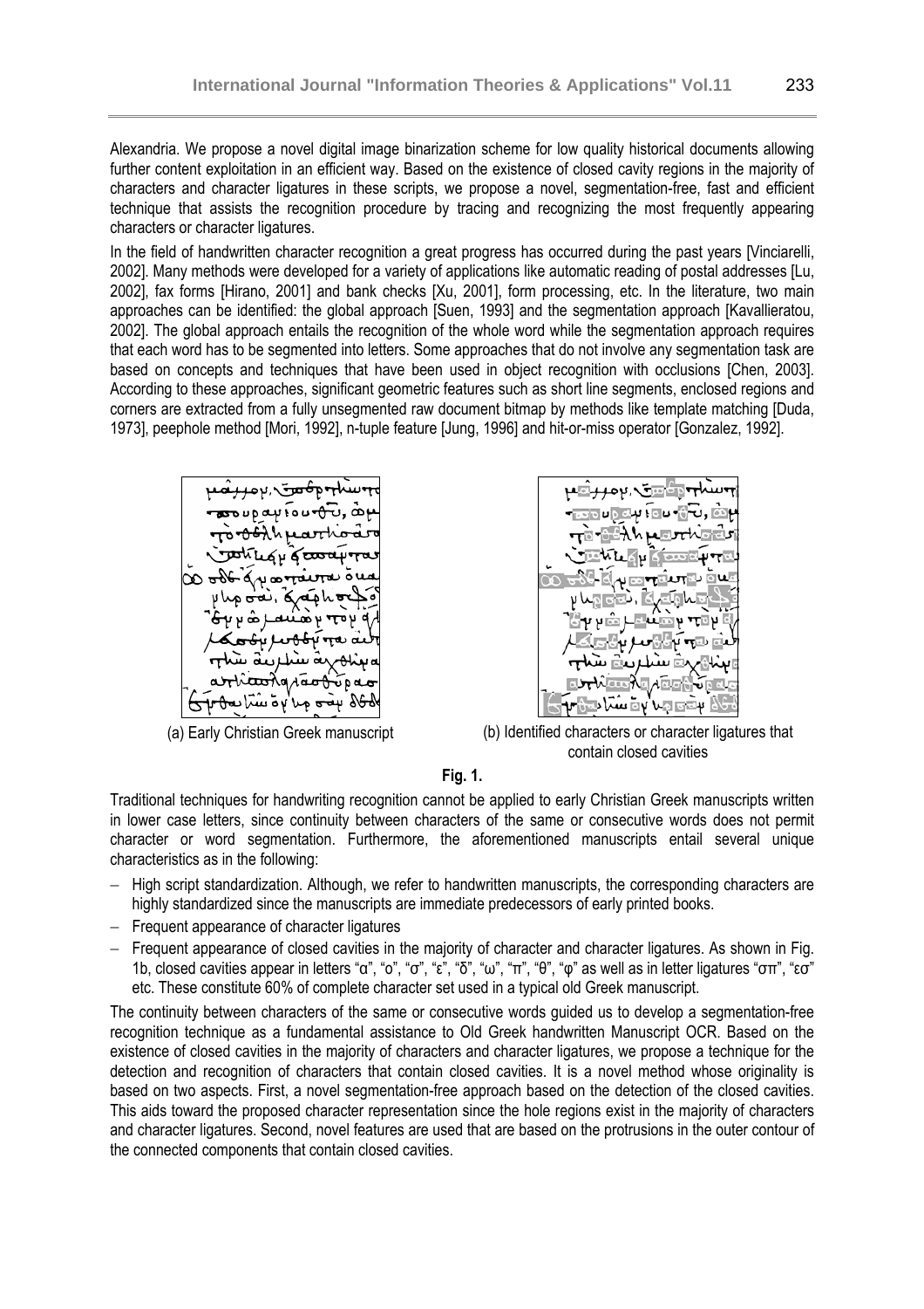Alexandria. We propose a novel digital image binarization scheme for low quality historical documents allowing further content exploitation in an efficient way. Based on the existence of closed cavity regions in the majority of characters and character ligatures in these scripts, we propose a novel, segmentation-free, fast and efficient technique that assists the recognition procedure by tracing and recognizing the most frequently appearing characters or character ligatures.

In the field of handwritten character recognition a great progress has occurred during the past years [Vinciarelli, 2002]. Many methods were developed for a variety of applications like automatic reading of postal addresses [Lu, 2002], fax forms [Hirano, 2001] and bank checks [Xu, 2001], form processing, etc. In the literature, two main approaches can be identified: the global approach [Suen, 1993] and the segmentation approach [Kavallieratou, 2002]. The global approach entails the recognition of the whole word while the segmentation approach requires that each word has to be segmented into letters. Some approaches that do not involve any segmentation task are based on concepts and techniques that have been used in object recognition with occlusions [Chen, 2003]. According to these approaches, significant geometric features such as short line segments, enclosed regions and corners are extracted from a fully unsegmented raw document bitmap by methods like template matching [Duda, 1973], peephole method [Mori, 1992], n-tuple feature [Jung, 1996] and hit-or-miss operator [Gonzalez, 1992].

(a) Early Christian Greek manuscript

(b) Identified characters or character ligatures that contain closed cavities

**Fig. 1.**

Traditional techniques for handwriting recognition cannot be applied to early Christian Greek manuscripts written in lower case letters, since continuity between characters of the same or consecutive words does not permit character or word segmentation. Furthermore, the aforementioned manuscripts entail several unique characteristics as in the following:

- High script standardization. Although, we refer to handwritten manuscripts, the corresponding characters are highly standardized since the manuscripts are immediate predecessors of early printed books.
- Frequent appearance of character ligatures
- Frequent appearance of closed cavities in the majority of character and character ligatures. As shown in Fig. 1b, closed cavities appear in letters "α", "ο", "σ", "ε", "δ", "ω", "π", "θ", "φ" as well as in letter ligatures "σπ", "εσ" etc. These constitute 60% of complete character set used in a typical old Greek manuscript.

The continuity between characters of the same or consecutive words guided us to develop a segmentation-free recognition technique as a fundamental assistance to Old Greek handwritten Manuscript OCR. Based on the existence of closed cavities in the majority of characters and character ligatures, we propose a technique for the detection and recognition of characters that contain closed cavities. It is a novel method whose originality is based on two aspects. First, a novel segmentation-free approach based on the detection of the closed cavities. This aids toward the proposed character representation since the hole regions exist in the majority of characters and character ligatures. Second, novel features are used that are based on the protrusions in the outer contour of the connected components that contain closed cavities.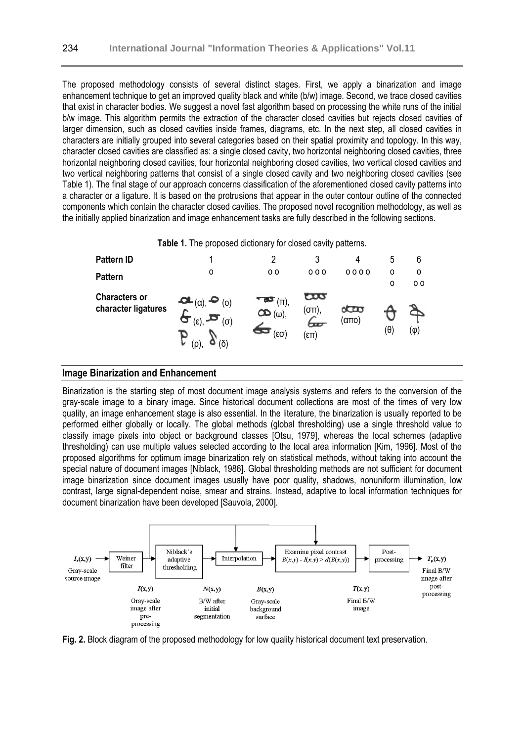The proposed methodology consists of several distinct stages. First, we apply a binarization and image enhancement technique to get an improved quality black and white (b/w) image. Second, we trace closed cavities that exist in character bodies. We suggest a novel fast algorithm based on processing the white runs of the initial b/w image. This algorithm permits the extraction of the character closed cavities but rejects closed cavities of larger dimension, such as closed cavities inside frames, diagrams, etc. In the next step, all closed cavities in characters are initially grouped into several categories based on their spatial proximity and topology. In this way, character closed cavities are classified as: a single closed cavity, two horizontal neighboring closed cavities, three horizontal neighboring closed cavities, four horizontal neighboring closed cavities, two vertical closed cavities and two vertical neighboring patterns that consist of a single closed cavity and two neighboring closed cavities (see Table 1). The final stage of our approach concerns classification of the aforementioned closed cavity patterns into a character or a ligature. It is based on the protrusions that appear in the outer contour outline of the connected components which contain the character closed cavities. The proposed novel recognition methodology, as well as the initially applied binarization and image enhancement tasks are fully described in the following sections.

**Table 1.** The proposed dictionary for closed cavity patterns.

| **Pattern ID** | 1 | 2 | 3 | 4 | 5 | 6 |
|---|---|---|---|---|---|---|
| **Pattern** | o | o o | o o o | o o o o | o<br>o | o<br>o o |
| **Characters or character ligatures** | (α), (ο), (ε), (σ), (ρ), (δ) | (π), (ω), (εσ) | (σπ), (επ) | (απο) | (θ) | (φ) |

## Image Binarization and Enhancement

Binarization is the starting step of most document image analysis systems and refers to the conversion of the gray-scale image to a binary image. Since historical document collections are most of the times of very low quality, an image enhancement stage is also essential. In the literature, the binarization is usually reported to be performed either globally or locally. The global methods (global thresholding) use a single threshold value to classify image pixels into object or background classes [Otsu, 1979], whereas the local schemes (adaptive thresholding) can use multiple values selected according to the local area information [Kim, 1996]. Most of the proposed algorithms for optimum image binarization rely on statistical methods, without taking into account the special nature of document images [Niblack, 1986]. Global thresholding methods are not sufficient for document image binarization since document images usually have poor quality, shadows, nonuniform illumination, low contrast, large signal-dependent noise, smear and strains. Instead, adaptive to local information techniques for document binarization have been developed [Sauvola, 2000].

$I_s(x,y)$ Gray-scale source image → Weiner filter → $I(x,y)$ Gray-scale image after pre-processing → Niblack's adaptive thresholding → $N(x,y)$ B/W after initial segmentation → Interpolation → $B(x,y)$ Gray-scale background surface → Examine pixel contrast $B(x,y) - I(x,y) > d(B(x,y))$ → $T(x,y)$ Final B/W image → Post-processing → $T_p(x,y)$ Final B/W image after post-processing

**Fig. 2.** Block diagram of the proposed methodology for low quality historical document text preservation.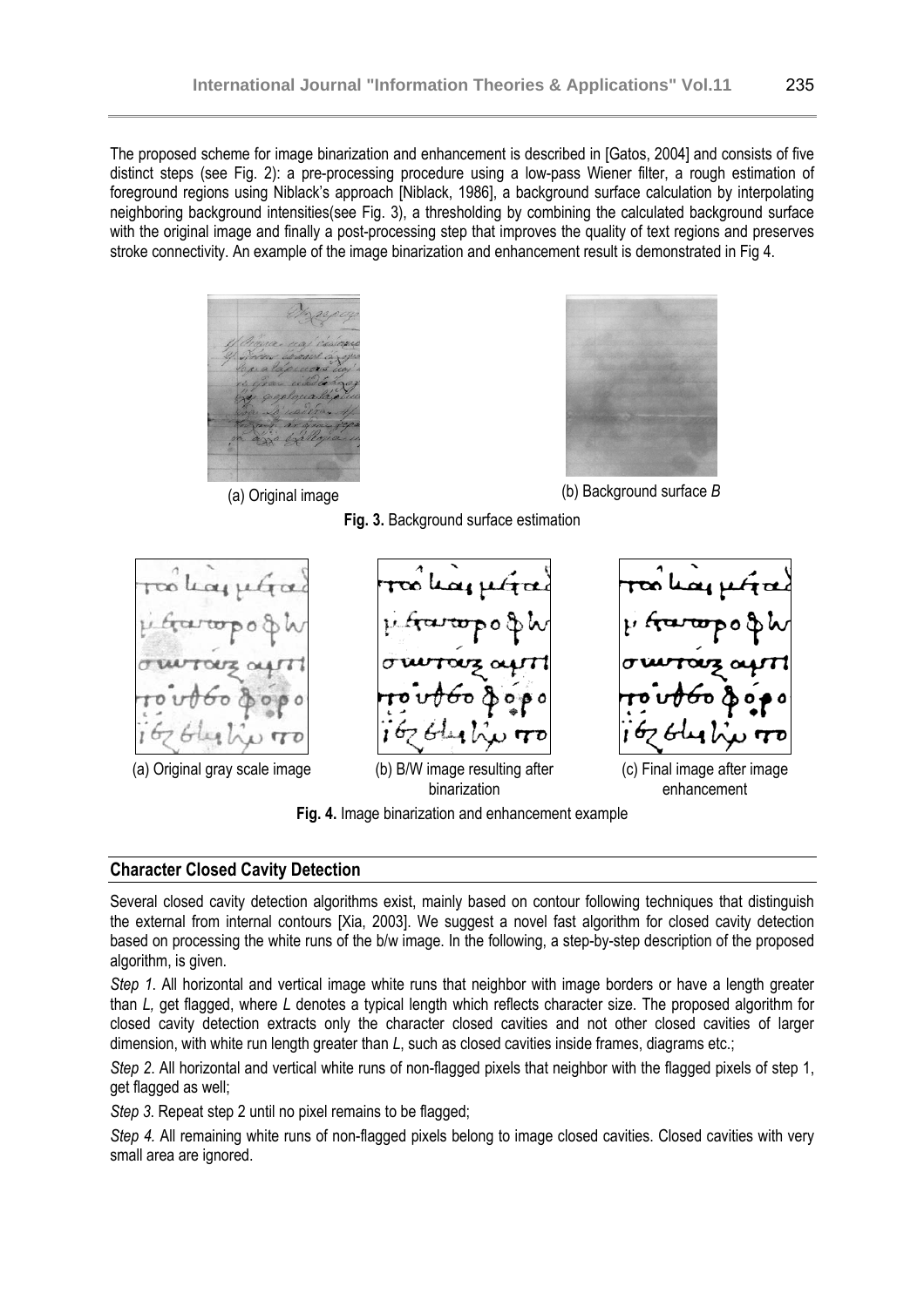The proposed scheme for image binarization and enhancement is described in [Gatos, 2004] and consists of five distinct steps (see Fig. 2): a pre-processing procedure using a low-pass Wiener filter, a rough estimation of foreground regions using Niblack's approach [Niblack, 1986], a background surface calculation by interpolating neighboring background intensities(see Fig. 3), a thresholding by combining the calculated background surface with the original image and finally a post-processing step that improves the quality of text regions and preserves stroke connectivity. An example of the image binarization and enhancement result is demonstrated in Fig 4.

(a) Original image

(b) Background surface *B*

**Fig. 3.** Background surface estimation

(a) Original gray scale image

(b) B/W image resulting after binarization

(c) Final image after image enhancement

**Fig. 4.** Image binarization and enhancement example

## Character Closed Cavity Detection

Several closed cavity detection algorithms exist, mainly based on contour following techniques that distinguish the external from internal contours [Xia, 2003]. We suggest a novel fast algorithm for closed cavity detection based on processing the white runs of the b/w image. In the following, a step-by-step description of the proposed algorithm, is given.

*Step 1.* All horizontal and vertical image white runs that neighbor with image borders or have a length greater than *L,* get flagged, where *L* denotes a typical length which reflects character size. The proposed algorithm for closed cavity detection extracts only the character closed cavities and not other closed cavities of larger dimension, with white run length greater than *L*, such as closed cavities inside frames, diagrams etc.;

*Step 2.* All horizontal and vertical white runs of non-flagged pixels that neighbor with the flagged pixels of step 1, get flagged as well;

*Step 3.* Repeat step 2 until no pixel remains to be flagged;

*Step 4.* All remaining white runs of non-flagged pixels belong to image closed cavities. Closed cavities with very small area are ignored.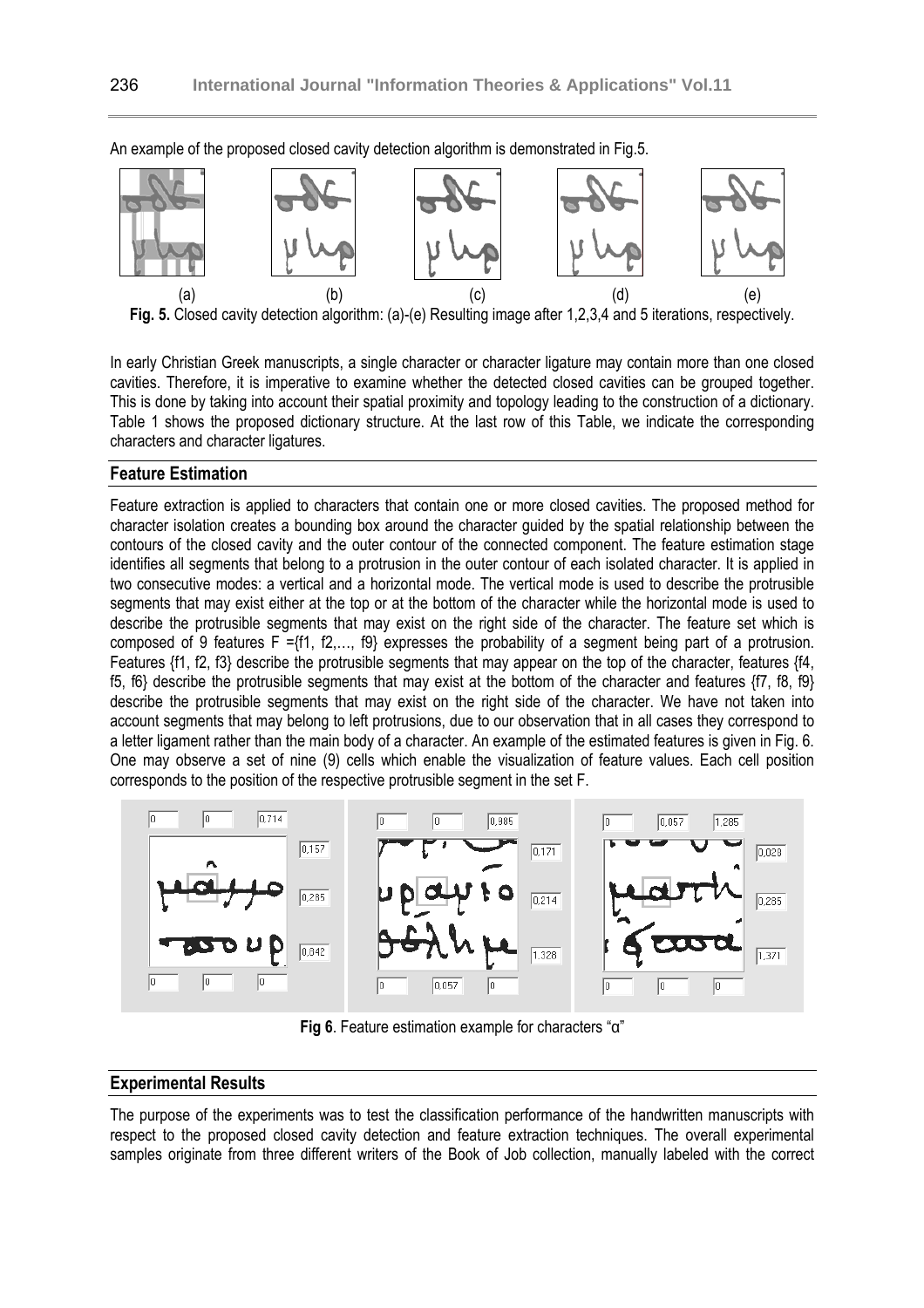An example of the proposed closed cavity detection algorithm is demonstrated in Fig.5.

(a) (b) (c) (d) (e)

**Fig. 5.** Closed cavity detection algorithm: (a)-(e) Resulting image after 1,2,3,4 and 5 iterations, respectively.

In early Christian Greek manuscripts, a single character or character ligature may contain more than one closed cavities. Therefore, it is imperative to examine whether the detected closed cavities can be grouped together. This is done by taking into account their spatial proximity and topology leading to the construction of a dictionary. Table 1 shows the proposed dictionary structure. At the last row of this Table, we indicate the corresponding characters and character ligatures.

## Feature Estimation

Feature extraction is applied to characters that contain one or more closed cavities. The proposed method for character isolation creates a bounding box around the character guided by the spatial relationship between the contours of the closed cavity and the outer contour of the connected component. The feature estimation stage identifies all segments that belong to a protrusion in the outer contour of each isolated character. It is applied in two consecutive modes: a vertical and a horizontal mode. The vertical mode is used to describe the protrusible segments that may exist either at the top or at the bottom of the character while the horizontal mode is used to describe the protrusible segments that may exist on the right side of the character. The feature set which is composed of 9 features F ={f1, f2,…, f9} expresses the probability of a segment being part of a protrusion. Features {f1, f2, f3} describe the protrusible segments that may appear on the top of the character, features {f4, f5, f6} describe the protrusible segments that may exist at the bottom of the character and features {f7, f8, f9} describe the protrusible segments that may exist on the right side of the character. We have not taken into account segments that may belong to left protrusions, due to our observation that in all cases they correspond to a letter ligament rather than the main body of a character. An example of the estimated features is given in Fig. 6. One may observe a set of nine (9) cells which enable the visualization of feature values. Each cell position corresponds to the position of the respective protrusible segment in the set F.

**Fig 6**. Feature estimation example for characters "α"

## Experimental Results

The purpose of the experiments was to test the classification performance of the handwritten manuscripts with respect to the proposed closed cavity detection and feature extraction techniques. The overall experimental samples originate from three different writers of the Book of Job collection, manually labeled with the correct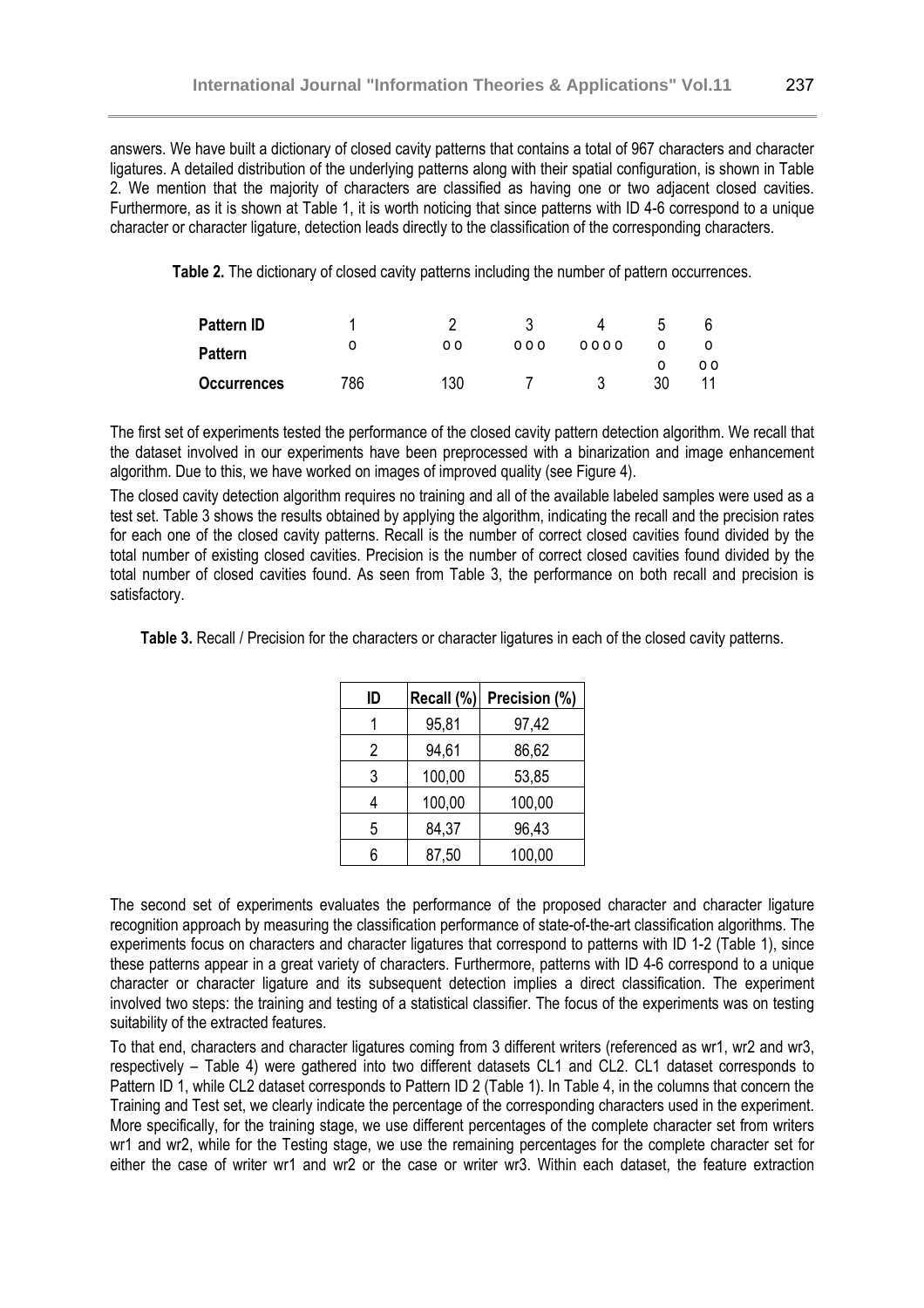answers. We have built a dictionary of closed cavity patterns that contains a total of 967 characters and character ligatures. A detailed distribution of the underlying patterns along with their spatial configuration, is shown in Table 2. We mention that the majority of characters are classified as having one or two adjacent closed cavities. Furthermore, as it is shown at Table 1, it is worth noticing that since patterns with ID 4-6 correspond to a unique character or character ligature, detection leads directly to the classification of the corresponding characters.

**Table 2.** The dictionary of closed cavity patterns including the number of pattern occurrences.

| **Pattern ID** | 1 | 2 | 3 | 4 | 5 | 6 |
|---|---|---|---|---|---|---|
| **Pattern** | o | o o | o o o | o o o o | o<br>o | o<br>o o |
| **Occurrences** | 786 | 130 | 7 | 3 | 30 | 11 |

The first set of experiments tested the performance of the closed cavity pattern detection algorithm. We recall that the dataset involved in our experiments have been preprocessed with a binarization and image enhancement algorithm. Due to this, we have worked on images of improved quality (see Figure 4).

The closed cavity detection algorithm requires no training and all of the available labeled samples were used as a test set. Table 3 shows the results obtained by applying the algorithm, indicating the recall and the precision rates for each one of the closed cavity patterns. Recall is the number of correct closed cavities found divided by the total number of existing closed cavities. Precision is the number of correct closed cavities found divided by the total number of closed cavities found. As seen from Table 3, the performance on both recall and precision is satisfactory.

**Table 3.** Recall / Precision for the characters or character ligatures in each of the closed cavity patterns.

| ID | Recall (%) | Precision (%) |
|---|---|---|
| 1 | 95,81 | 97,42 |
| 2 | 94,61 | 86,62 |
| 3 | 100,00 | 53,85 |
| 4 | 100,00 | 100,00 |
| 5 | 84,37 | 96,43 |
| 6 | 87,50 | 100,00 |

The second set of experiments evaluates the performance of the proposed character and character ligature recognition approach by measuring the classification performance of state-of-the-art classification algorithms. The experiments focus on characters and character ligatures that correspond to patterns with ID 1-2 (Table 1), since these patterns appear in a great variety of characters. Furthermore, patterns with ID 4-6 correspond to a unique character or character ligature and its subsequent detection implies a direct classification. The experiment involved two steps: the training and testing of a statistical classifier. The focus of the experiments was on testing suitability of the extracted features.

To that end, characters and character ligatures coming from 3 different writers (referenced as wr1, wr2 and wr3, respectively – Table 4) were gathered into two different datasets CL1 and CL2. CL1 dataset corresponds to Pattern ID 1, while CL2 dataset corresponds to Pattern ID 2 (Table 1). In Table 4, in the columns that concern the Training and Test set, we clearly indicate the percentage of the corresponding characters used in the experiment. More specifically, for the training stage, we use different percentages of the complete character set from writers wr1 and wr2, while for the Testing stage, we use the remaining percentages for the complete character set for either the case of writer wr1 and wr2 or the case or writer wr3. Within each dataset, the feature extraction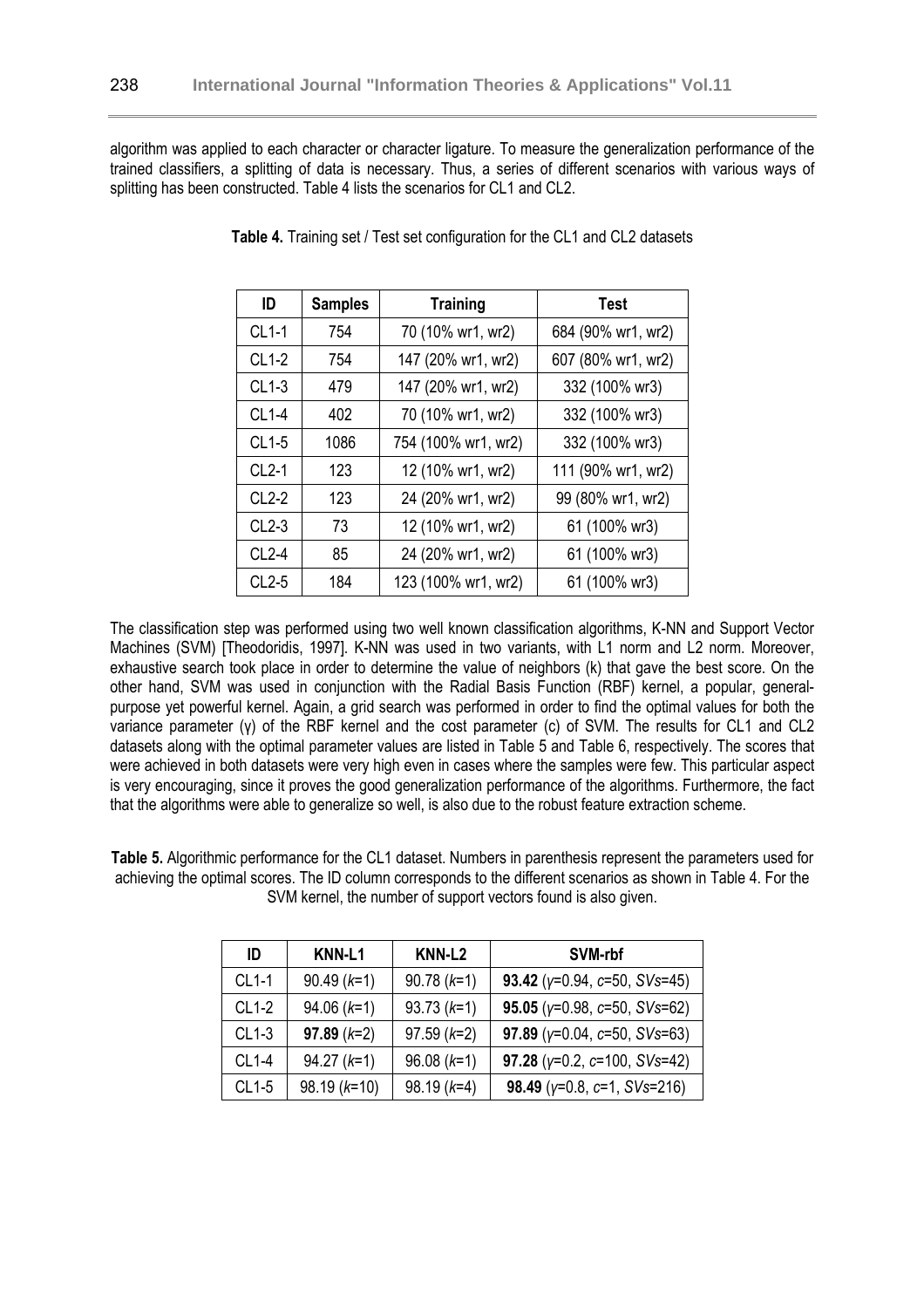algorithm was applied to each character or character ligature. To measure the generalization performance of the trained classifiers, a splitting of data is necessary. Thus, a series of different scenarios with various ways of splitting has been constructed. Table 4 lists the scenarios for CL1 and CL2.

**Table 4.** Training set / Test set configuration for the CL1 and CL2 datasets

| ID | Samples | Training | Test |
|---|---|---|---|
| CL1-1 | 754 | 70 (10% wr1, wr2) | 684 (90% wr1, wr2) |
| CL1-2 | 754 | 147 (20% wr1, wr2) | 607 (80% wr1, wr2) |
| CL1-3 | 479 | 147 (20% wr1, wr2) | 332 (100% wr3) |
| CL1-4 | 402 | 70 (10% wr1, wr2) | 332 (100% wr3) |
| CL1-5 | 1086 | 754 (100% wr1, wr2) | 332 (100% wr3) |
| CL2-1 | 123 | 12 (10% wr1, wr2) | 111 (90% wr1, wr2) |
| CL2-2 | 123 | 24 (20% wr1, wr2) | 99 (80% wr1, wr2) |
| CL2-3 | 73 | 12 (10% wr1, wr2) | 61 (100% wr3) |
| CL2-4 | 85 | 24 (20% wr1, wr2) | 61 (100% wr3) |
| CL2-5 | 184 | 123 (100% wr1, wr2) | 61 (100% wr3) |

The classification step was performed using two well known classification algorithms, K-NN and Support Vector Machines (SVM) [Theodoridis, 1997]. K-NN was used in two variants, with L1 norm and L2 norm. Moreover, exhaustive search took place in order to determine the value of neighbors (k) that gave the best score. On the other hand, SVM was used in conjunction with the Radial Basis Function (RBF) kernel, a popular, general-purpose yet powerful kernel. Again, a grid search was performed in order to find the optimal values for both the variance parameter ($\gamma$) of the RBF kernel and the cost parameter (c) of SVM. The results for CL1 and CL2 datasets along with the optimal parameter values are listed in Table 5 and Table 6, respectively. The scores that were achieved in both datasets were very high even in cases where the samples were few. This particular aspect is very encouraging, since it proves the good generalization performance of the algorithms. Furthermore, the fact that the algorithms were able to generalize so well, is also due to the robust feature extraction scheme.

**Table 5.** Algorithmic performance for the CL1 dataset. Numbers in parenthesis represent the parameters used for achieving the optimal scores. The ID column corresponds to the different scenarios as shown in Table 4. For the SVM kernel, the number of support vectors found is also given.

| ID | KNN-L1 | KNN-L2 | SVM-rbf |
|---|---|---|---|
| CL1-1 | 90.49 ($k$=1) | 90.78 ($k$=1) | **93.42** ($\gamma$=0.94, $c$=50, $SVs$=45) |
| CL1-2 | 94.06 ($k$=1) | 93.73 ($k$=1) | **95.05** ($\gamma$=0.98, $c$=50, $SVs$=62) |
| CL1-3 | **97.89** ($k$=2) | 97.59 ($k$=2) | **97.89** ($\gamma$=0.04, $c$=50, $SVs$=63) |
| CL1-4 | 94.27 ($k$=1) | 96.08 ($k$=1) | **97.28** ($\gamma$=0.2, $c$=100, $SVs$=42) |
| CL1-5 | 98.19 ($k$=10) | 98.19 ($k$=4) | **98.49** ($\gamma$=0.8, $c$=1, $SVs$=216) |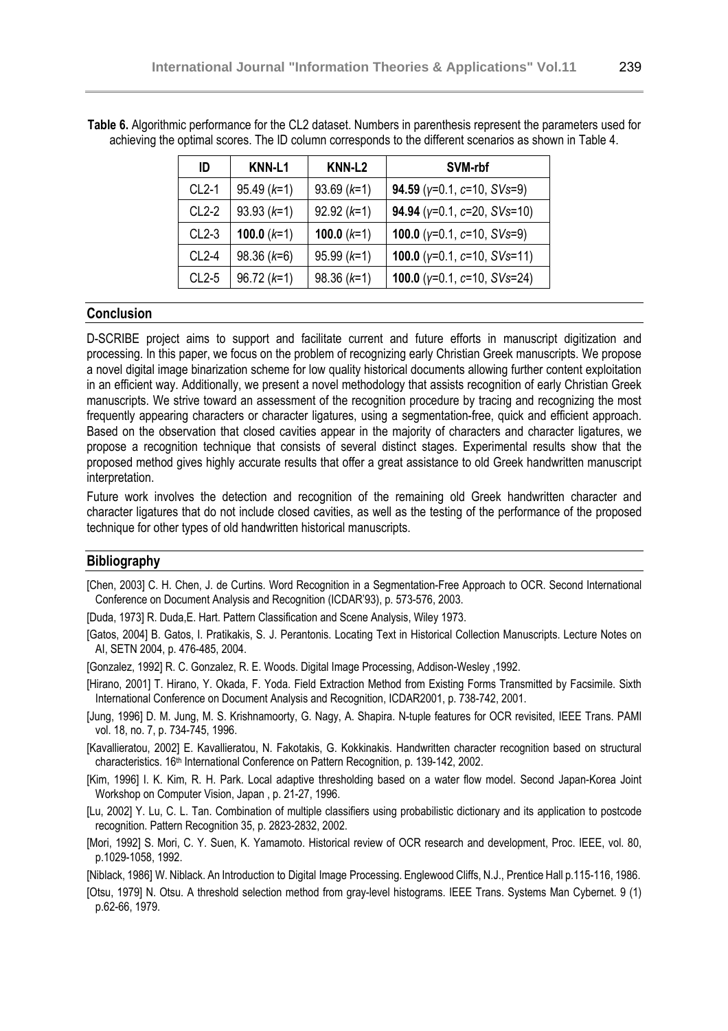**Table 6.** Algorithmic performance for the CL2 dataset. Numbers in parenthesis represent the parameters used for achieving the optimal scores. The ID column corresponds to the different scenarios as shown in Table 4.

| ID | KNN-L1 | KNN-L2 | SVM-rbf |
|---|---|---|---|
| CL2-1 | 95.49 (*k*=1) | 93.69 (*k*=1) | **94.59** ($\gamma$=0.1, *c*=10, *SVs*=9) |
| CL2-2 | 93.93 (*k*=1) | 92.92 (*k*=1) | **94.94** ($\gamma$=0.1, *c*=20, *SVs*=10) |
| CL2-3 | **100.0** (*k*=1) | **100.0** (*k*=1) | **100.0** ($\gamma$=0.1, *c*=10, *SVs*=9) |
| CL2-4 | 98.36 (*k*=6) | 95.99 (*k*=1) | **100.0** ($\gamma$=0.1, *c*=10, *SVs*=11) |
| CL2-5 | 96.72 (*k*=1) | 98.36 (*k*=1) | **100.0** ($\gamma$=0.1, *c*=10, *SVs*=24) |

## Conclusion

D-SCRIBE project aims to support and facilitate current and future efforts in manuscript digitization and processing. In this paper, we focus on the problem of recognizing early Christian Greek manuscripts. We propose a novel digital image binarization scheme for low quality historical documents allowing further content exploitation in an efficient way. Additionally, we present a novel methodology that assists recognition of early Christian Greek manuscripts. We strive toward an assessment of the recognition procedure by tracing and recognizing the most frequently appearing characters or character ligatures, using a segmentation-free, quick and efficient approach. Based on the observation that closed cavities appear in the majority of characters and character ligatures, we propose a recognition technique that consists of several distinct stages. Experimental results show that the proposed method gives highly accurate results that offer a great assistance to old Greek handwritten manuscript interpretation.

Future work involves the detection and recognition of the remaining old Greek handwritten character and character ligatures that do not include closed cavities, as well as the testing of the performance of the proposed technique for other types of old handwritten historical manuscripts.

## Bibliography

[Chen, 2003] C. H. Chen, J. de Curtins. Word Recognition in a Segmentation-Free Approach to OCR. Second International Conference on Document Analysis and Recognition (ICDAR'93), p. 573-576, 2003.

[Duda, 1973] R. Duda,E. Hart. Pattern Classification and Scene Analysis, Wiley 1973.

[Gatos, 2004] B. Gatos, I. Pratikakis, S. J. Perantonis. Locating Text in Historical Collection Manuscripts. Lecture Notes on AI, SETN 2004, p. 476-485, 2004.

[Gonzalez, 1992] R. C. Gonzalez, R. E. Woods. Digital Image Processing, Addison-Wesley ,1992.

[Hirano, 2001] T. Hirano, Y. Okada, F. Yoda. Field Extraction Method from Existing Forms Transmitted by Facsimile. Sixth International Conference on Document Analysis and Recognition, ICDAR2001, p. 738-742, 2001.

[Jung, 1996] D. M. Jung, M. S. Krishnamoorty, G. Nagy, A. Shapira. N-tuple features for OCR revisited, IEEE Trans. PAMI vol. 18, no. 7, p. 734-745, 1996.

[Kavallieratou, 2002] E. Kavallieratou, N. Fakotakis, G. Kokkinakis. Handwritten character recognition based on structural characteristics. 16th International Conference on Pattern Recognition, p. 139-142, 2002.

[Kim, 1996] I. K. Kim, R. H. Park. Local adaptive thresholding based on a water flow model. Second Japan-Korea Joint Workshop on Computer Vision, Japan , p. 21-27, 1996.

[Lu, 2002] Y. Lu, C. L. Tan. Combination of multiple classifiers using probabilistic dictionary and its application to postcode recognition. Pattern Recognition 35, p. 2823-2832, 2002.

[Mori, 1992] S. Mori, C. Y. Suen, K. Yamamoto. Historical review of OCR research and development, Proc. IEEE, vol. 80, p.1029-1058, 1992.

[Niblack, 1986] W. Niblack. An Introduction to Digital Image Processing. Englewood Cliffs, N.J., Prentice Hall p.115-116, 1986.

[Otsu, 1979] N. Otsu. A threshold selection method from gray-level histograms. IEEE Trans. Systems Man Cybernet. 9 (1) p.62-66, 1979.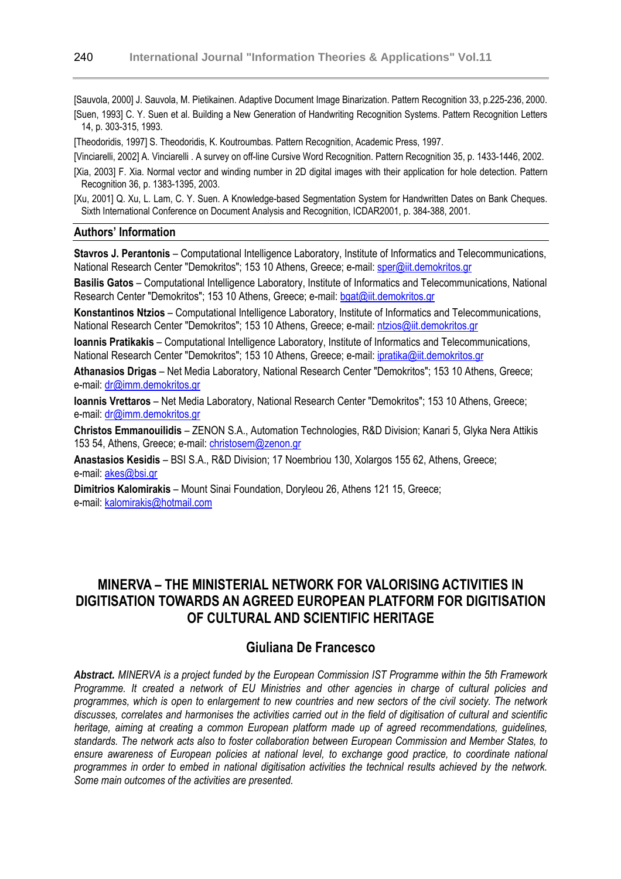[Sauvola, 2000] J. Sauvola, M. Pietikainen. Adaptive Document Image Binarization. Pattern Recognition 33, p.225-236, 2000.

[Suen, 1993] C. Y. Suen et al. Building a New Generation of Handwriting Recognition Systems. Pattern Recognition Letters 14, p. 303-315, 1993.

[Theodoridis, 1997] S. Theodoridis, K. Koutroumbas. Pattern Recognition, Academic Press, 1997.

[Vinciarelli, 2002] A. Vinciarelli . A survey on off-line Cursive Word Recognition. Pattern Recognition 35, p. 1433-1446, 2002.

[Xia, 2003] F. Xia. Normal vector and winding number in 2D digital images with their application for hole detection. Pattern Recognition 36, p. 1383-1395, 2003.

[Xu, 2001] Q. Xu, L. Lam, C. Y. Suen. A Knowledge-based Segmentation System for Handwritten Dates on Bank Cheques. Sixth International Conference on Document Analysis and Recognition, ICDAR2001, p. 384-388, 2001.

## Authors' Information

**Stavros J. Perantonis** – Computational Intelligence Laboratory, Institute of Informatics and Telecommunications, National Research Center "Demokritos"; 153 10 Athens, Greece; e-mail: sper@iit.demokritos.gr

**Basilis Gatos** – Computational Intelligence Laboratory, Institute of Informatics and Telecommunications, National Research Center "Demokritos"; 153 10 Athens, Greece; e-mail: bgat@iit.demokritos.gr

**Konstantinos Ntzios** – Computational Intelligence Laboratory, Institute of Informatics and Telecommunications, National Research Center "Demokritos"; 153 10 Athens, Greece; e-mail: ntzios@iit.demokritos.gr

**Ioannis Pratikakis** – Computational Intelligence Laboratory, Institute of Informatics and Telecommunications, National Research Center "Demokritos"; 153 10 Athens, Greece; e-mail: ipratika@iit.demokritos.gr

**Athanasios Drigas** – Net Media Laboratory, National Research Center "Demokritos"; 153 10 Athens, Greece; e-mail: dr@imm.demokritos.gr

**Ioannis Vrettaros** – Net Media Laboratory, National Research Center "Demokritos"; 153 10 Athens, Greece; e-mail: dr@imm.demokritos.gr

**Christos Emmanouilidis** – ZENON S.A., Automation Technologies, R&D Division; Kanari 5, Glyka Nera Attikis 153 54, Athens, Greece; e-mail: christosem@zenon.gr

**Anastasios Kesidis** – BSI S.A., R&D Division; 17 Noembriou 130, Xolargos 155 62, Athens, Greece; e-mail: akes@bsi.gr

**Dimitrios Kalomirakis** – Mount Sinai Foundation, Doryleou 26, Athens 121 15, Greece; e-mail: kalomirakis@hotmail.com

# MINERVA – THE MINISTERIAL NETWORK FOR VALORISING ACTIVITIES IN DIGITISATION TOWARDS AN AGREED EUROPEAN PLATFORM FOR DIGITISATION OF CULTURAL AND SCIENTIFIC HERITAGE

## Giuliana De Francesco

***Abstract.*** *MINERVA is a project funded by the European Commission IST Programme within the 5th Framework Programme. It created a network of EU Ministries and other agencies in charge of cultural policies and programmes, which is open to enlargement to new countries and new sectors of the civil society. The network discusses, correlates and harmonises the activities carried out in the field of digitisation of cultural and scientific heritage, aiming at creating a common European platform made up of agreed recommendations, guidelines, standards. The network acts also to foster collaboration between European Commission and Member States, to ensure awareness of European policies at national level, to exchange good practice, to coordinate national programmes in order to embed in national digitisation activities the technical results achieved by the network. Some main outcomes of the activities are presented.*